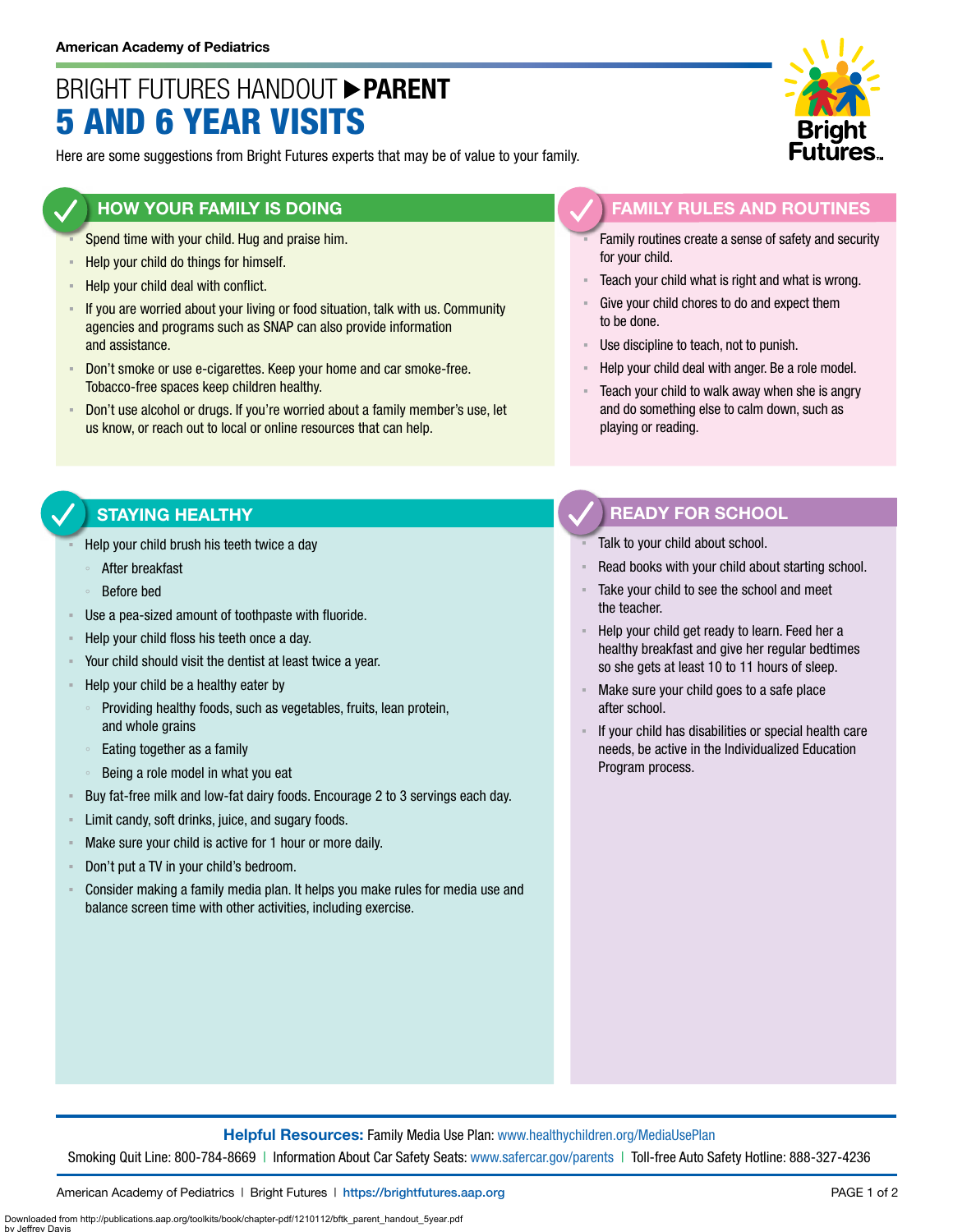American Academy of Pediatrics

# BRIGHT FUTURES HANDOUT ▶ **PARENT**
# 5 AND 6 YEAR VISITS

Here are some suggestions from Bright Futures experts that may be of value to your family.

## HOW YOUR FAMILY IS DOING

- Spend time with your child. Hug and praise him.
- Help your child do things for himself.
- Help your child deal with conflict.
- If you are worried about your living or food situation, talk with us. Community agencies and programs such as SNAP can also provide information and assistance.
- Don't smoke or use e-cigarettes. Keep your home and car smoke-free. Tobacco-free spaces keep children healthy.
- Don't use alcohol or drugs. If you're worried about a family member's use, let us know, or reach out to local or online resources that can help.

## FAMILY RULES AND ROUTINES

- Family routines create a sense of safety and security for your child.
- Teach your child what is right and what is wrong.
- Give your child chores to do and expect them to be done.
- Use discipline to teach, not to punish.
- Help your child deal with anger. Be a role model.
- Teach your child to walk away when she is angry and do something else to calm down, such as playing or reading.

## STAYING HEALTHY

- Help your child brush his teeth twice a day
  - After breakfast
  - Before bed
- Use a pea-sized amount of toothpaste with fluoride.
- Help your child floss his teeth once a day.
- Your child should visit the dentist at least twice a year.
- Help your child be a healthy eater by
  - Providing healthy foods, such as vegetables, fruits, lean protein, and whole grains
  - Eating together as a family
  - Being a role model in what you eat
- Buy fat-free milk and low-fat dairy foods. Encourage 2 to 3 servings each day.
- Limit candy, soft drinks, juice, and sugary foods.
- Make sure your child is active for 1 hour or more daily.
- Don't put a TV in your child's bedroom.
- Consider making a family media plan. It helps you make rules for media use and balance screen time with other activities, including exercise.

## READY FOR SCHOOL

- Talk to your child about school.
- Read books with your child about starting school.
- Take your child to see the school and meet the teacher.
- Help your child get ready to learn. Feed her a healthy breakfast and give her regular bedtimes so she gets at least 10 to 11 hours of sleep.
- Make sure your child goes to a safe place after school.
- If your child has disabilities or special health care needs, be active in the Individualized Education Program process.

**Helpful Resources:** Family Media Use Plan: www.healthychildren.org/MediaUsePlan

Smoking Quit Line: 800-784-8669 | Information About Car Safety Seats: www.safercar.gov/parents | Toll-free Auto Safety Hotline: 888-327-4236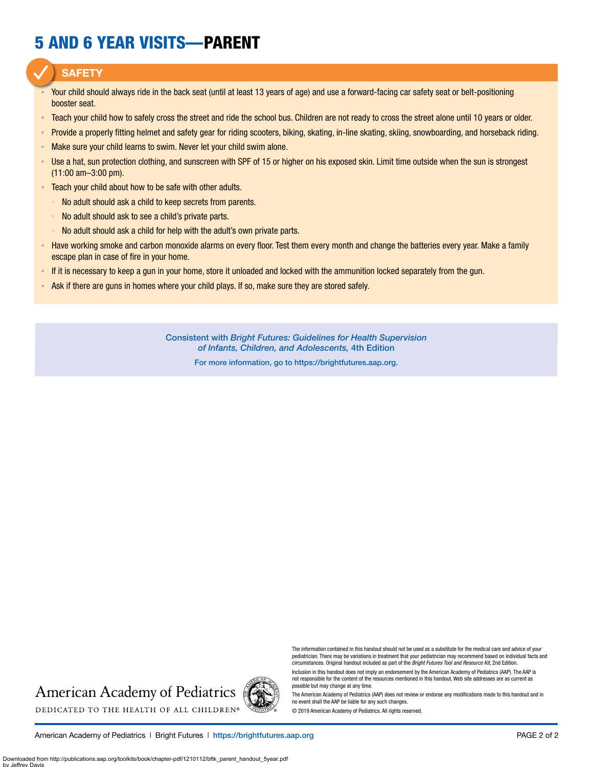# 5 AND 6 YEAR VISITS—PARENT

## SAFETY

- Your child should always ride in the back seat (until at least 13 years of age) and use a forward-facing car safety seat or belt-positioning booster seat.
- Teach your child how to safely cross the street and ride the school bus. Children are not ready to cross the street alone until 10 years or older.
- Provide a properly fitting helmet and safety gear for riding scooters, biking, skating, in-line skating, skiing, snowboarding, and horseback riding.
- Make sure your child learns to swim. Never let your child swim alone.
- Use a hat, sun protection clothing, and sunscreen with SPF of 15 or higher on his exposed skin. Limit time outside when the sun is strongest (11:00 am–3:00 pm).
- Teach your child about how to be safe with other adults.
    - No adult should ask a child to keep secrets from parents.
    - No adult should ask to see a child's private parts.
    - No adult should ask a child for help with the adult's own private parts.
- Have working smoke and carbon monoxide alarms on every floor. Test them every month and change the batteries every year. Make a family escape plan in case of fire in your home.
- If it is necessary to keep a gun in your home, store it unloaded and locked with the ammunition locked separately from the gun.
- Ask if there are guns in homes where your child plays. If so, make sure they are stored safely.

Consistent with *Bright Futures: Guidelines for Health Supervision of Infants, Children, and Adolescents,* 4th Edition

For more information, go to https://brightfutures.aap.org.

American Academy of Pediatrics

DEDICATED TO THE HEALTH OF ALL CHILDREN®

The information contained in this handout should not be used as a substitute for the medical care and advice of your pediatrician. There may be variations in treatment that your pediatrician may recommend based on individual facts and circumstances. Original handout included as part of the *Bright Futures Tool and Resource Kit*, 2nd Edition.

Inclusion in this handout does not imply an endorsement by the American Academy of Pediatrics (AAP). The AAP is not responsible for the content of the resources mentioned in this handout. Web site addresses are as current as possible but may change at any time.

The American Academy of Pediatrics (AAP) does not review or endorse any modifications made to this handout and in no event shall the AAP be liable for any such changes.

© 2019 American Academy of Pediatrics. All rights reserved.